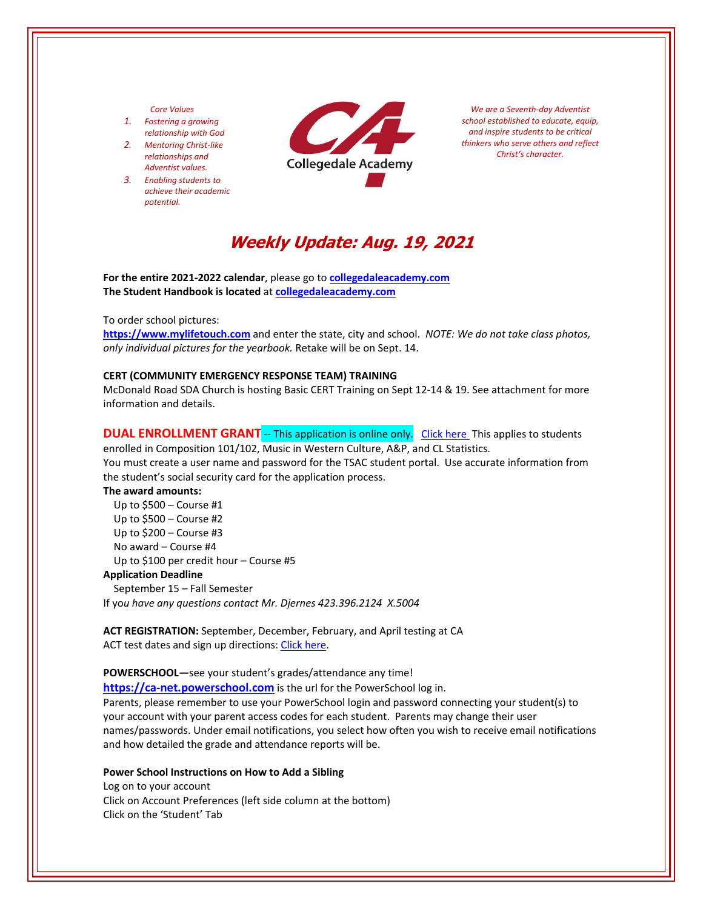*Core Values*

1. *Fostering a growing relationship with God*
2. *Mentoring Christ-like relationships and Adventist values.*
3. *Enabling students to achieve their academic potential.*

Collegedale Academy

*We are a Seventh-day Adventist school established to educate, equip, and inspire students to be critical thinkers who serve others and reflect Christ's character.*

# *Weekly Update: Aug. 19, 2021*

**For the entire 2021-2022 calendar**, please go to **collegedaleacademy.com**
**The Student Handbook is located** at **collegedaleacademy.com**

To order school pictures:
**https://www.mylifetouch.com** and enter the state, city and school. *NOTE: We do not take class photos, only individual pictures for the yearbook.* Retake will be on Sept. 14.

**CERT (COMMUNITY EMERGENCY RESPONSE TEAM) TRAINING**
McDonald Road SDA Church is hosting Basic CERT Training on Sept 12-14 & 19. See attachment for more information and details.

**DUAL ENROLLMENT GRANT** -- This application is online only. Click here This applies to students enrolled in Composition 101/102, Music in Western Culture, A&P, and CL Statistics.
You must create a user name and password for the TSAC student portal. Use accurate information from the student's social security card for the application process.

**The award amounts:**
Up to $500 – Course #1
Up to $500 – Course #2
Up to $200 – Course #3
No award – Course #4
Up to $100 per credit hour – Course #5

**Application Deadline**
September 15 – Fall Semester

If y*ou have any questions contact Mr. Djernes 423.396.2124 X.5004*

**ACT REGISTRATION:** September, December, February, and April testing at CA
ACT test dates and sign up directions: Click here.

**POWERSCHOOL—**see your student's grades/attendance any time!
**https://ca-net.powerschool.com** is the url for the PowerSchool log in.
Parents, please remember to use your PowerSchool login and password connecting your student(s) to your account with your parent access codes for each student. Parents may change their user names/passwords. Under email notifications, you select how often you wish to receive email notifications and how detailed the grade and attendance reports will be.

**Power School Instructions on How to Add a Sibling**
Log on to your account
Click on Account Preferences (left side column at the bottom)
Click on the 'Student' Tab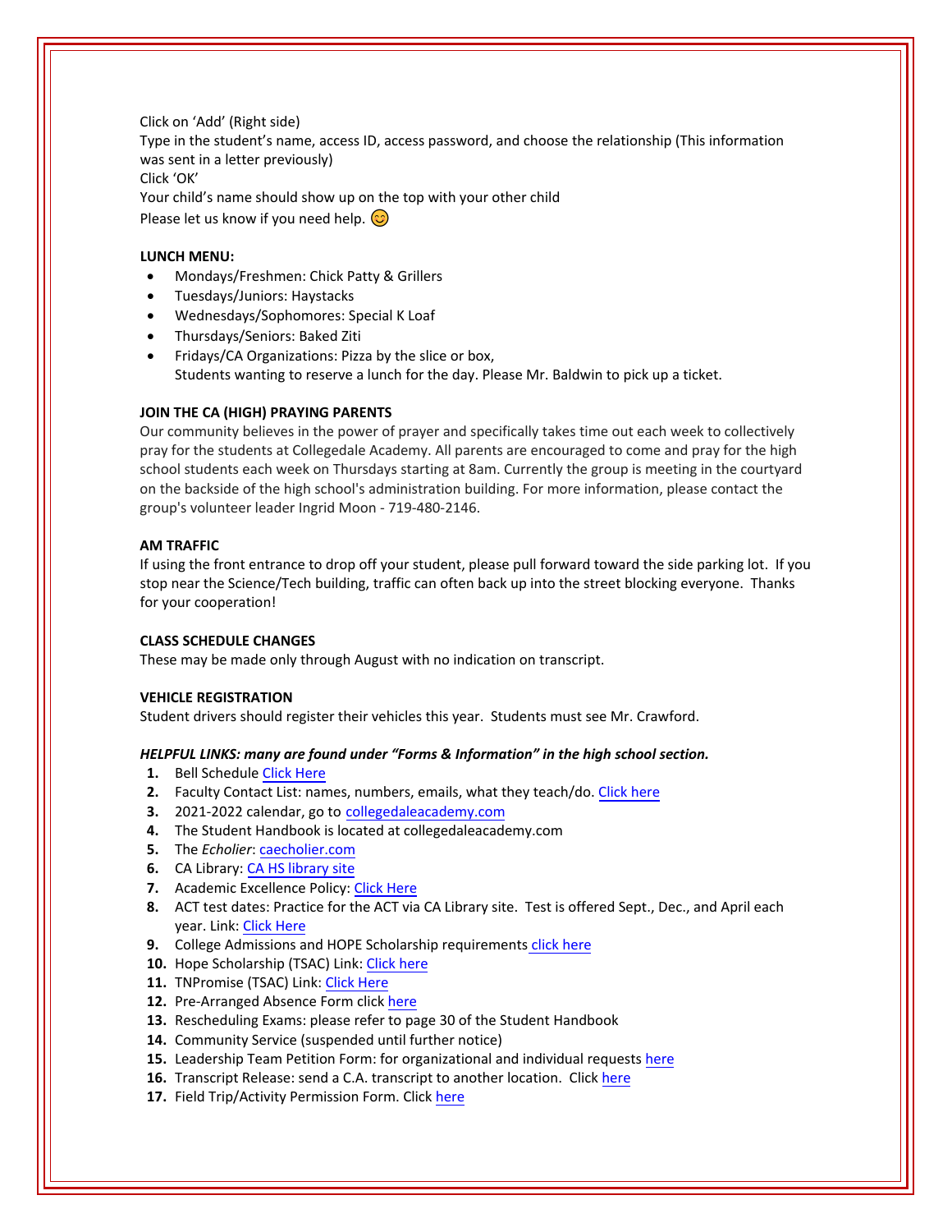Click on 'Add' (Right side)
Type in the student's name, access ID, access password, and choose the relationship (This information was sent in a letter previously)
Click 'OK'
Your child's name should show up on the top with your other child
Please let us know if you need help. 😊

**LUNCH MENU:**

- Mondays/Freshmen: Chick Patty & Grillers
- Tuesdays/Juniors: Haystacks
- Wednesdays/Sophomores: Special K Loaf
- Thursdays/Seniors: Baked Ziti
- Fridays/CA Organizations: Pizza by the slice or box,
  Students wanting to reserve a lunch for the day. Please Mr. Baldwin to pick up a ticket.

**JOIN THE CA (HIGH) PRAYING PARENTS**

Our community believes in the power of prayer and specifically takes time out each week to collectively pray for the students at Collegedale Academy. All parents are encouraged to come and pray for the high school students each week on Thursdays starting at 8am. Currently the group is meeting in the courtyard on the backside of the high school's administration building. For more information, please contact the group's volunteer leader Ingrid Moon - 719-480-2146.

**AM TRAFFIC**

If using the front entrance to drop off your student, please pull forward toward the side parking lot. If you stop near the Science/Tech building, traffic can often back up into the street blocking everyone. Thanks for your cooperation!

**CLASS SCHEDULE CHANGES**

These may be made only through August with no indication on transcript.

**VEHICLE REGISTRATION**

Student drivers should register their vehicles this year. Students must see Mr. Crawford.

***HELPFUL LINKS: many are found under "Forms & Information" in the high school section.***

1. Bell Schedule Click Here
2. Faculty Contact List: names, numbers, emails, what they teach/do. Click here
3. 2021-2022 calendar, go to collegedaleacademy.com
4. The Student Handbook is located at collegedaleacademy.com
5. The *Echolier*: caecholier.com
6. CA Library: CA HS library site
7. Academic Excellence Policy: Click Here
8. ACT test dates: Practice for the ACT via CA Library site. Test is offered Sept., Dec., and April each year. Link: Click Here
9. College Admissions and HOPE Scholarship requirements click here
10. Hope Scholarship (TSAC) Link: Click here
11. TNPromise (TSAC) Link: Click Here
12. Pre-Arranged Absence Form click here
13. Rescheduling Exams: please refer to page 30 of the Student Handbook
14. Community Service (suspended until further notice)
15. Leadership Team Petition Form: for organizational and individual requests here
16. Transcript Release: send a C.A. transcript to another location. Click here
17. Field Trip/Activity Permission Form. Click here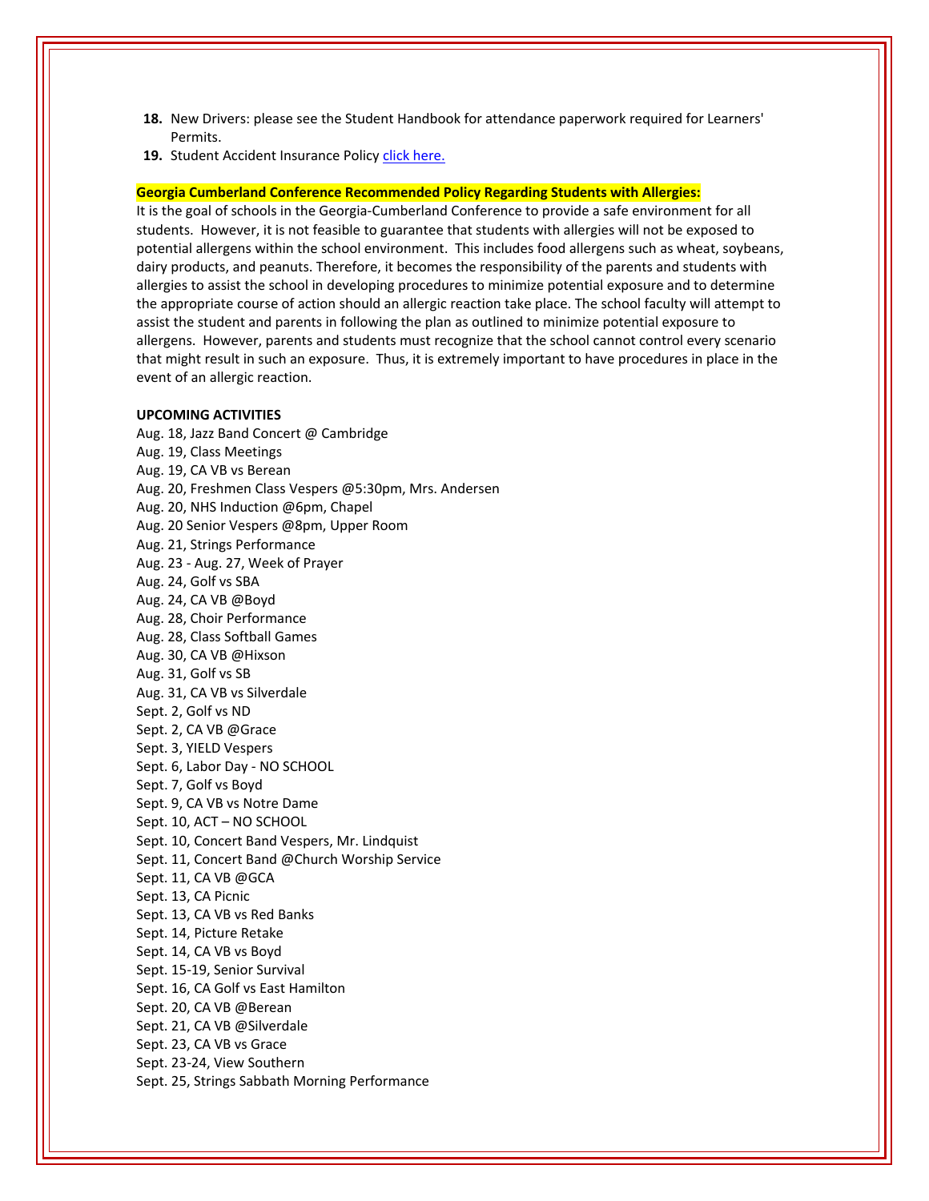18. New Drivers: please see the Student Handbook for attendance paperwork required for Learners' Permits.
19. Student Accident Insurance Policy [click here.]

**Georgia Cumberland Conference Recommended Policy Regarding Students with Allergies:**

It is the goal of schools in the Georgia-Cumberland Conference to provide a safe environment for all students. However, it is not feasible to guarantee that students with allergies will not be exposed to potential allergens within the school environment. This includes food allergens such as wheat, soybeans, dairy products, and peanuts. Therefore, it becomes the responsibility of the parents and students with allergies to assist the school in developing procedures to minimize potential exposure and to determine the appropriate course of action should an allergic reaction take place. The school faculty will attempt to assist the student and parents in following the plan as outlined to minimize potential exposure to allergens. However, parents and students must recognize that the school cannot control every scenario that might result in such an exposure. Thus, it is extremely important to have procedures in place in the event of an allergic reaction.

**UPCOMING ACTIVITIES**

Aug. 18, Jazz Band Concert @ Cambridge
Aug. 19, Class Meetings
Aug. 19, CA VB vs Berean
Aug. 20, Freshmen Class Vespers @5:30pm, Mrs. Andersen
Aug. 20, NHS Induction @6pm, Chapel
Aug. 20 Senior Vespers @8pm, Upper Room
Aug. 21, Strings Performance
Aug. 23 - Aug. 27, Week of Prayer
Aug. 24, Golf vs SBA
Aug. 24, CA VB @Boyd
Aug. 28, Choir Performance
Aug. 28, Class Softball Games
Aug. 30, CA VB @Hixson
Aug. 31, Golf vs SB
Aug. 31, CA VB vs Silverdale
Sept. 2, Golf vs ND
Sept. 2, CA VB @Grace
Sept. 3, YIELD Vespers
Sept. 6, Labor Day - NO SCHOOL
Sept. 7, Golf vs Boyd
Sept. 9, CA VB vs Notre Dame
Sept. 10, ACT – NO SCHOOL
Sept. 10, Concert Band Vespers, Mr. Lindquist
Sept. 11, Concert Band @Church Worship Service
Sept. 11, CA VB @GCA
Sept. 13, CA Picnic
Sept. 13, CA VB vs Red Banks
Sept. 14, Picture Retake
Sept. 14, CA VB vs Boyd
Sept. 15-19, Senior Survival
Sept. 16, CA Golf vs East Hamilton
Sept. 20, CA VB @Berean
Sept. 21, CA VB @Silverdale
Sept. 23, CA VB vs Grace
Sept. 23-24, View Southern
Sept. 25, Strings Sabbath Morning Performance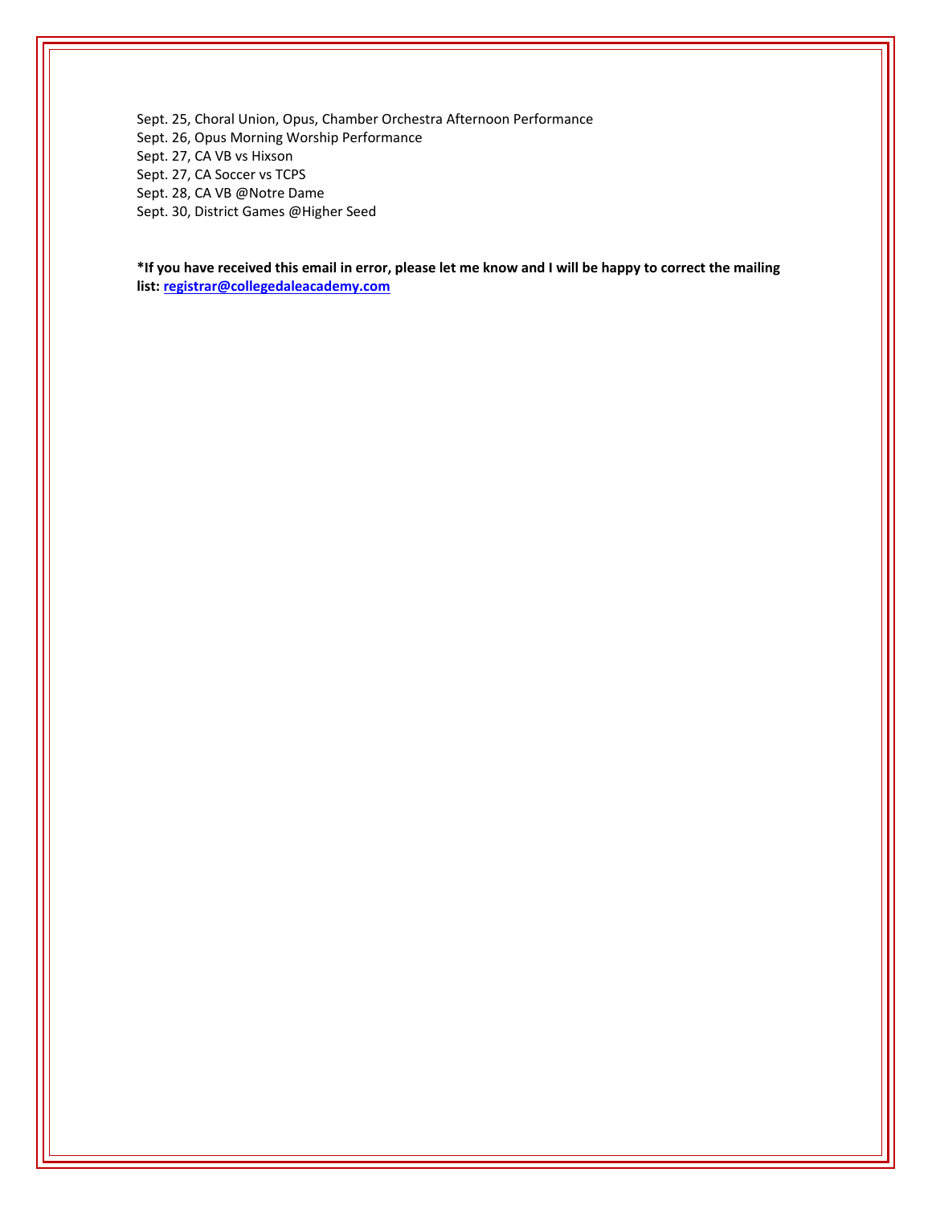Sept. 25, Choral Union, Opus, Chamber Orchestra Afternoon Performance
Sept. 26, Opus Morning Worship Performance
Sept. 27, CA VB vs Hixson
Sept. 27, CA Soccer vs TCPS
Sept. 28, CA VB @Notre Dame
Sept. 30, District Games @Higher Seed

**\*If you have received this email in error, please let me know and I will be happy to correct the mailing list: registrar@collegedaleacademy.com**